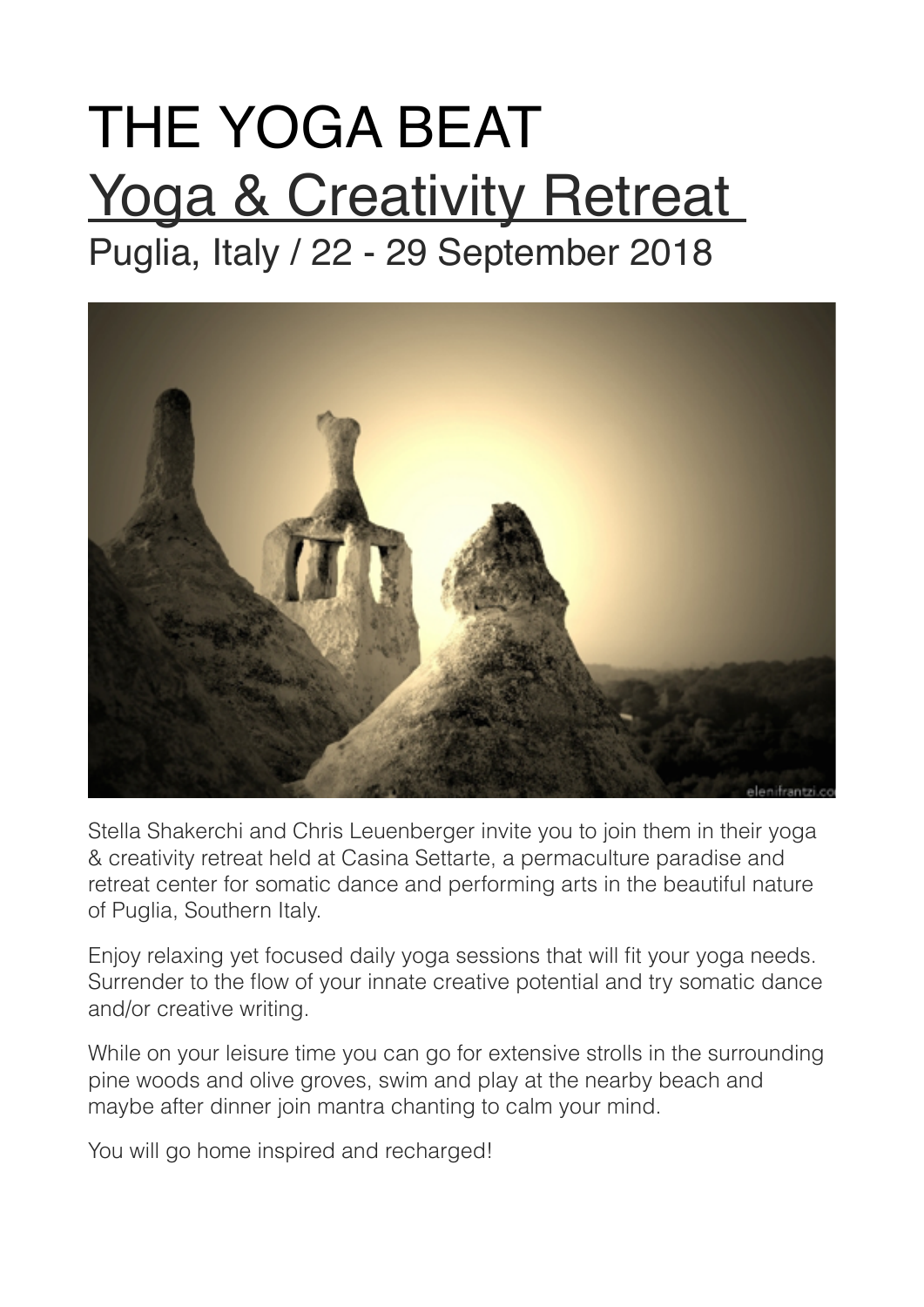# THE YOGA BEAT

## Yoga & Creativity Retreat

### Puglia, Italy / 22 - 29 September 2018

Stella Shakerchi and Chris Leuenberger invite you to join them in their yoga & creativity retreat held at Casina Settarte, a permaculture paradise and retreat center for somatic dance and performing arts in the beautiful nature of Puglia, Southern Italy.

Enjoy relaxing yet focused daily yoga sessions that will fit your yoga needs. Surrender to the flow of your innate creative potential and try somatic dance and/or creative writing.

While on your leisure time you can go for extensive strolls in the surrounding pine woods and olive groves, swim and play at the nearby beach and maybe after dinner join mantra chanting to calm your mind.

You will go home inspired and recharged!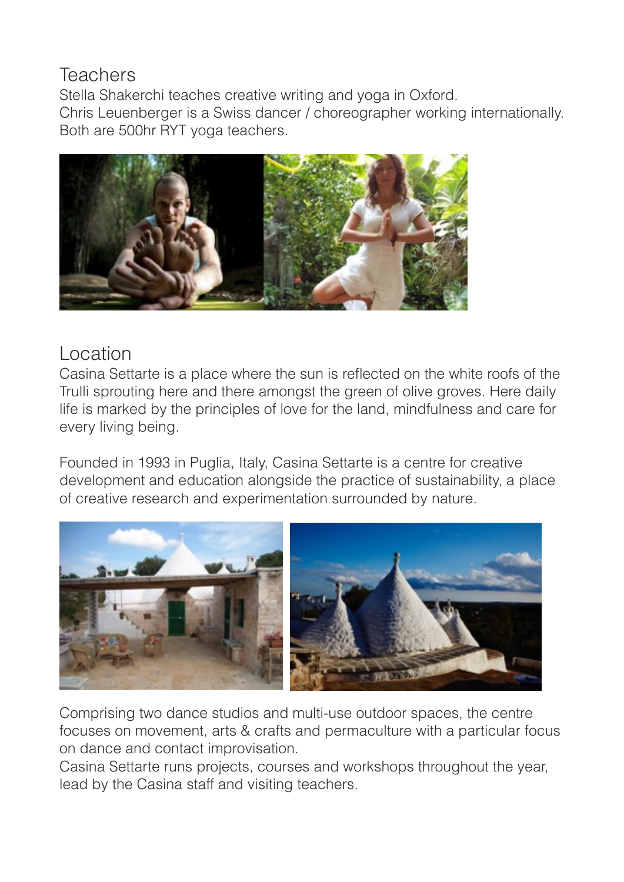## Teachers

Stella Shakerchi teaches creative writing and yoga in Oxford.
Chris Leuenberger is a Swiss dancer / choreographer working internationally.
Both are 500hr RYT yoga teachers.

## Location

Casina Settarte is a place where the sun is reflected on the white roofs of the Trulli sprouting here and there amongst the green of olive groves. Here daily life is marked by the principles of love for the land, mindfulness and care for every living being.

Founded in 1993 in Puglia, Italy, Casina Settarte is a centre for creative development and education alongside the practice of sustainability, a place of creative research and experimentation surrounded by nature.

Comprising two dance studios and multi-use outdoor spaces, the centre focuses on movement, arts & crafts and permaculture with a particular focus on dance and contact improvisation.
Casina Settarte runs projects, courses and workshops throughout the year, lead by the Casina staff and visiting teachers.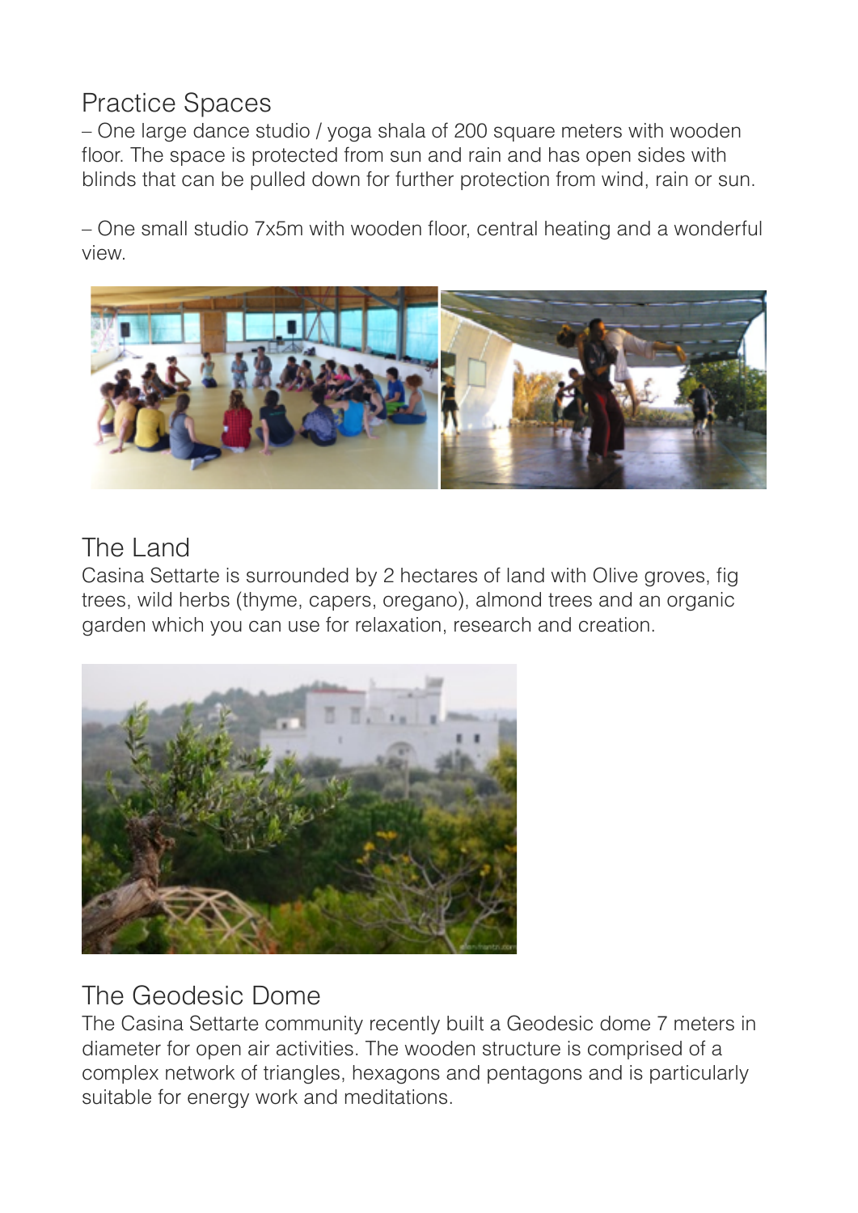## Practice Spaces

– One large dance studio / yoga shala of 200 square meters with wooden floor. The space is protected from sun and rain and has open sides with blinds that can be pulled down for further protection from wind, rain or sun.

– One small studio 7x5m with wooden floor, central heating and a wonderful view.

## The Land

Casina Settarte is surrounded by 2 hectares of land with Olive groves, fig trees, wild herbs (thyme, capers, oregano), almond trees and an organic garden which you can use for relaxation, research and creation.

## The Geodesic Dome

The Casina Settarte community recently built a Geodesic dome 7 meters in diameter for open air activities. The wooden structure is comprised of a complex network of triangles, hexagons and pentagons and is particularly suitable for energy work and meditations.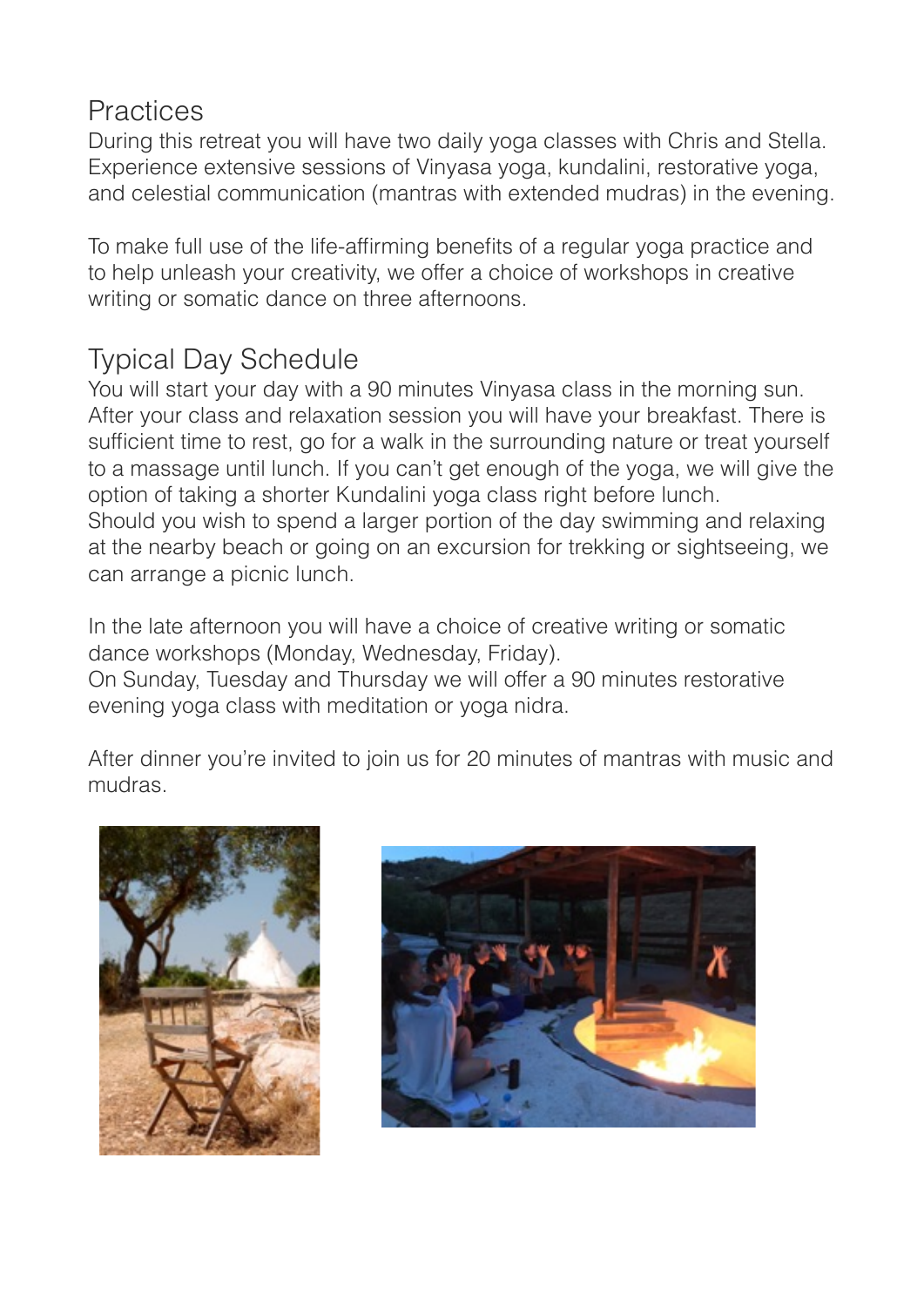## Practices

During this retreat you will have two daily yoga classes with Chris and Stella. Experience extensive sessions of Vinyasa yoga, kundalini, restorative yoga, and celestial communication (mantras with extended mudras) in the evening.

To make full use of the life-affirming benefits of a regular yoga practice and to help unleash your creativity, we offer a choice of workshops in creative writing or somatic dance on three afternoons.

## Typical Day Schedule

You will start your day with a 90 minutes Vinyasa class in the morning sun. After your class and relaxation session you will have your breakfast. There is sufficient time to rest, go for a walk in the surrounding nature or treat yourself to a massage until lunch. If you can't get enough of the yoga, we will give the option of taking a shorter Kundalini yoga class right before lunch.
Should you wish to spend a larger portion of the day swimming and relaxing at the nearby beach or going on an excursion for trekking or sightseeing, we can arrange a picnic lunch.

In the late afternoon you will have a choice of creative writing or somatic dance workshops (Monday, Wednesday, Friday).
On Sunday, Tuesday and Thursday we will offer a 90 minutes restorative evening yoga class with meditation or yoga nidra.

After dinner you're invited to join us for 20 minutes of mantras with music and mudras.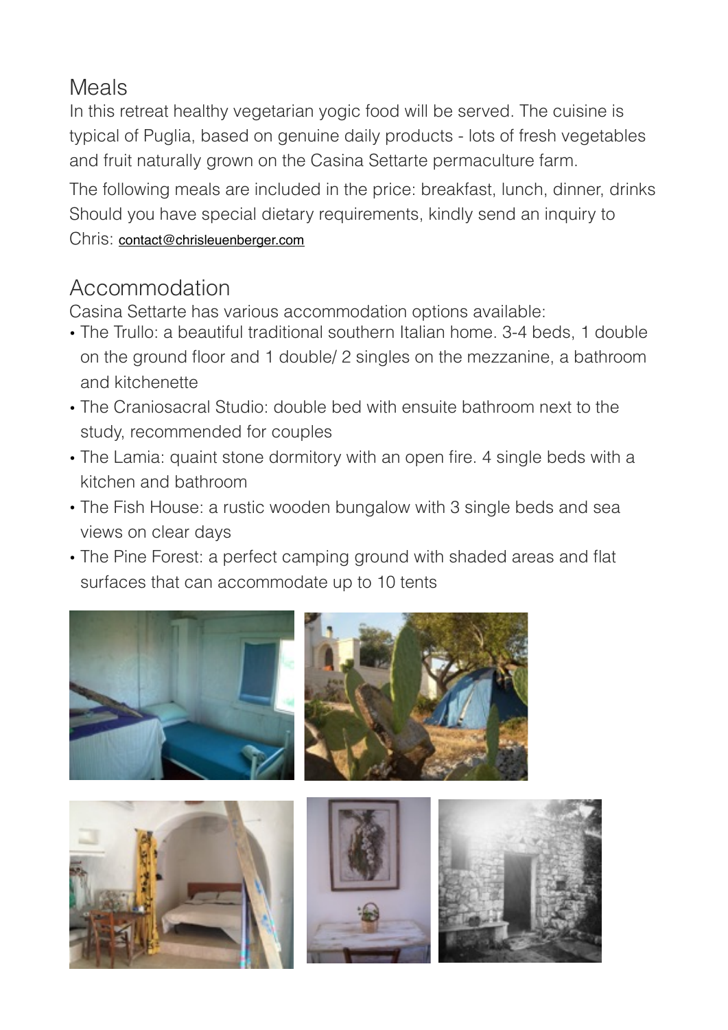## Meals

In this retreat healthy vegetarian yogic food will be served. The cuisine is typical of Puglia, based on genuine daily products - lots of fresh vegetables and fruit naturally grown on the Casina Settarte permaculture farm.

The following meals are included in the price: breakfast, lunch, dinner, drinks Should you have special dietary requirements, kindly send an inquiry to Chris: contact@chrisleuenberger.com

## Accommodation

Casina Settarte has various accommodation options available:

- The Trullo: a beautiful traditional southern Italian home. 3-4 beds, 1 double on the ground floor and 1 double/ 2 singles on the mezzanine, a bathroom and kitchenette
- The Craniosacral Studio: double bed with ensuite bathroom next to the study, recommended for couples
- The Lamia: quaint stone dormitory with an open fire. 4 single beds with a kitchen and bathroom
- The Fish House: a rustic wooden bungalow with 3 single beds and sea views on clear days
- The Pine Forest: a perfect camping ground with shaded areas and flat surfaces that can accommodate up to 10 tents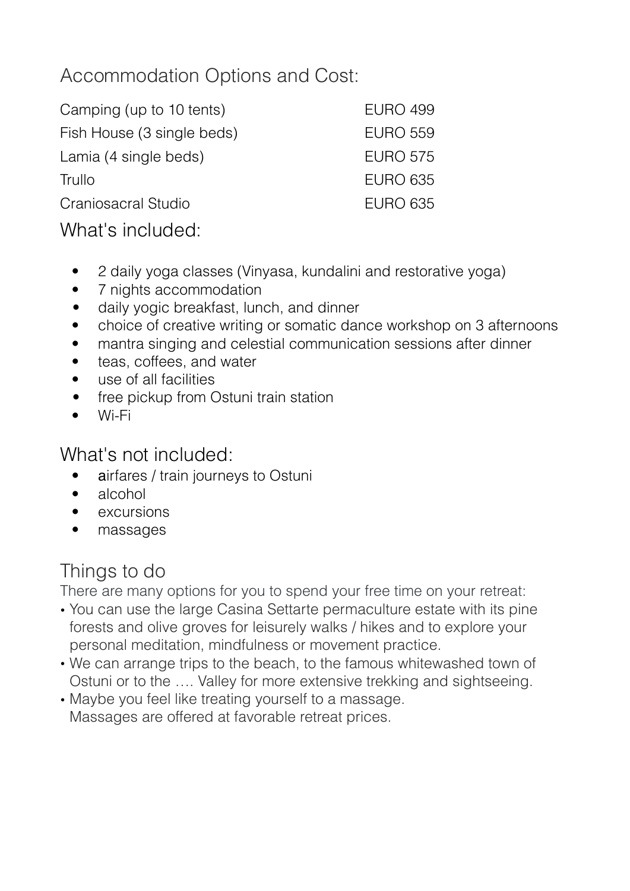## Accommodation Options and Cost:

| | |
|---|---|
| Camping (up to 10 tents) | EURO 499 |
| Fish House (3 single beds) | EURO 559 |
| Lamia (4 single beds) | EURO 575 |
| Trullo | EURO 635 |
| Craniosacral Studio | EURO 635 |

## What's included:

- 2 daily yoga classes (Vinyasa, kundalini and restorative yoga)
- 7 nights accommodation
- daily yogic breakfast, lunch, and dinner
- choice of creative writing or somatic dance workshop on 3 afternoons
- mantra singing and celestial communication sessions after dinner
- teas, coffees, and water
- use of all facilities
- free pickup from Ostuni train station
- Wi-Fi

## What's not included:

- airfares / train journeys to Ostuni
- alcohol
- excursions
- massages

## Things to do

There are many options for you to spend your free time on your retreat:

- You can use the large Casina Settarte permaculture estate with its pine forests and olive groves for leisurely walks / hikes and to explore your personal meditation, mindfulness or movement practice.
- We can arrange trips to the beach, to the famous whitewashed town of Ostuni or to the …. Valley for more extensive trekking and sightseeing.
- Maybe you feel like treating yourself to a massage.
  Massages are offered at favorable retreat prices.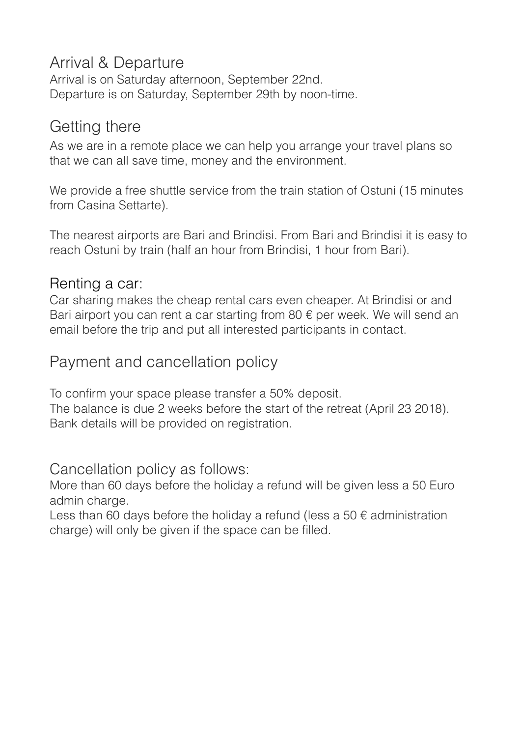## Arrival & Departure

Arrival is on Saturday afternoon, September 22nd.
Departure is on Saturday, September 29th by noon-time.

## Getting there

As we are in a remote place we can help you arrange your travel plans so that we can all save time, money and the environment.

We provide a free shuttle service from the train station of Ostuni (15 minutes from Casina Settarte).

The nearest airports are Bari and Brindisi. From Bari and Brindisi it is easy to reach Ostuni by train (half an hour from Brindisi, 1 hour from Bari).

### Renting a car:

Car sharing makes the cheap rental cars even cheaper. At Brindisi or and Bari airport you can rent a car starting from 80 € per week. We will send an email before the trip and put all interested participants in contact.

## Payment and cancellation policy

To confirm your space please transfer a 50% deposit.
The balance is due 2 weeks before the start of the retreat (April 23 2018).
Bank details will be provided on registration.

### Cancellation policy as follows:

More than 60 days before the holiday a refund will be given less a 50 Euro admin charge.
Less than 60 days before the holiday a refund (less a 50 € administration charge) will only be given if the space can be filled.